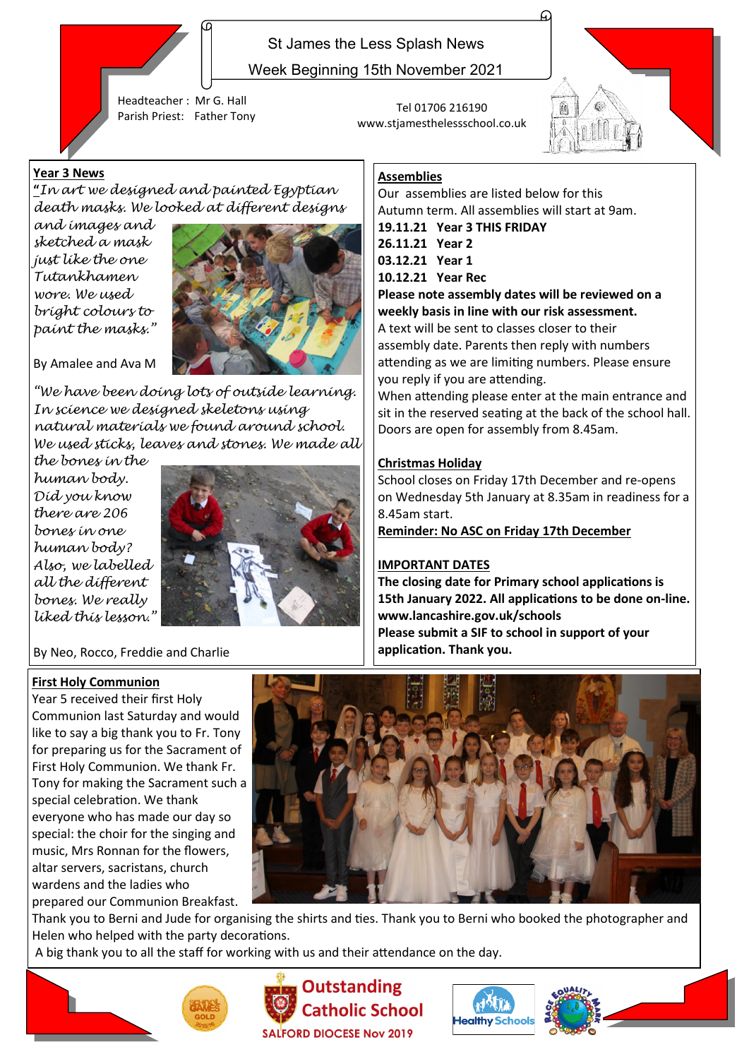# St James the Less Splash News

Week Beginning 15th November 2021

Headteacher : Mr G. Hall
Parish Priest: Father Tony

Tel 01706 216190
www.stjamesthelessschool.co.uk

## Year 3 News

*"In art we designed and painted Egyptian death masks. We looked at different designs and images and sketched a mask just like the one Tutankhamen wore. We used bright colours to paint the masks."*

By Amalee and Ava M

*"We have been doing lots of outside learning. In science we designed skeletons using natural materials we found around school. We used sticks, leaves and stones. We made all the bones in the human body. Did you know there are 206 bones in one human body? Also, we labelled all the different bones. We really liked this lesson."*

By Neo, Rocco, Freddie and Charlie

## Assemblies

Our assemblies are listed below for this Autumn term. All assemblies will start at 9am.

**19.11.21 Year 3 THIS FRIDAY**
**26.11.21 Year 2**
**03.12.21 Year 1**
**10.12.21 Year Rec**

**Please note assembly dates will be reviewed on a weekly basis in line with our risk assessment.**

A text will be sent to classes closer to their assembly date. Parents then reply with numbers attending as we are limiting numbers. Please ensure you reply if you are attending.

When attending please enter at the main entrance and sit in the reserved seating at the back of the school hall. Doors are open for assembly from 8.45am.

## Christmas Holiday

School closes on Friday 17th December and re-opens on Wednesday 5th January at 8.35am in readiness for a 8.45am start.

**Reminder: No ASC on Friday 17th December**

## IMPORTANT DATES

**The closing date for Primary school applications is 15th January 2022. All applications to be done on-line. www.lancashire.gov.uk/schools**
**Please submit a SIF to school in support of your application. Thank you.**

## First Holy Communion

Year 5 received their first Holy Communion last Saturday and would like to say a big thank you to Fr. Tony for preparing us for the Sacrament of First Holy Communion. We thank Fr. Tony for making the Sacrament such a special celebration. We thank everyone who has made our day so special: the choir for the singing and music, Mrs Ronnan for the flowers, altar servers, sacristans, church wardens and the ladies who prepared our Communion Breakfast. Thank you to Berni and Jude for organising the shirts and ties. Thank you to Berni who booked the photographer and Helen who helped with the party decorations.

A big thank you to all the staff for working with us and their attendance on the day.

**Outstanding Catholic School**
SALFORD DIOCESE Nov 2019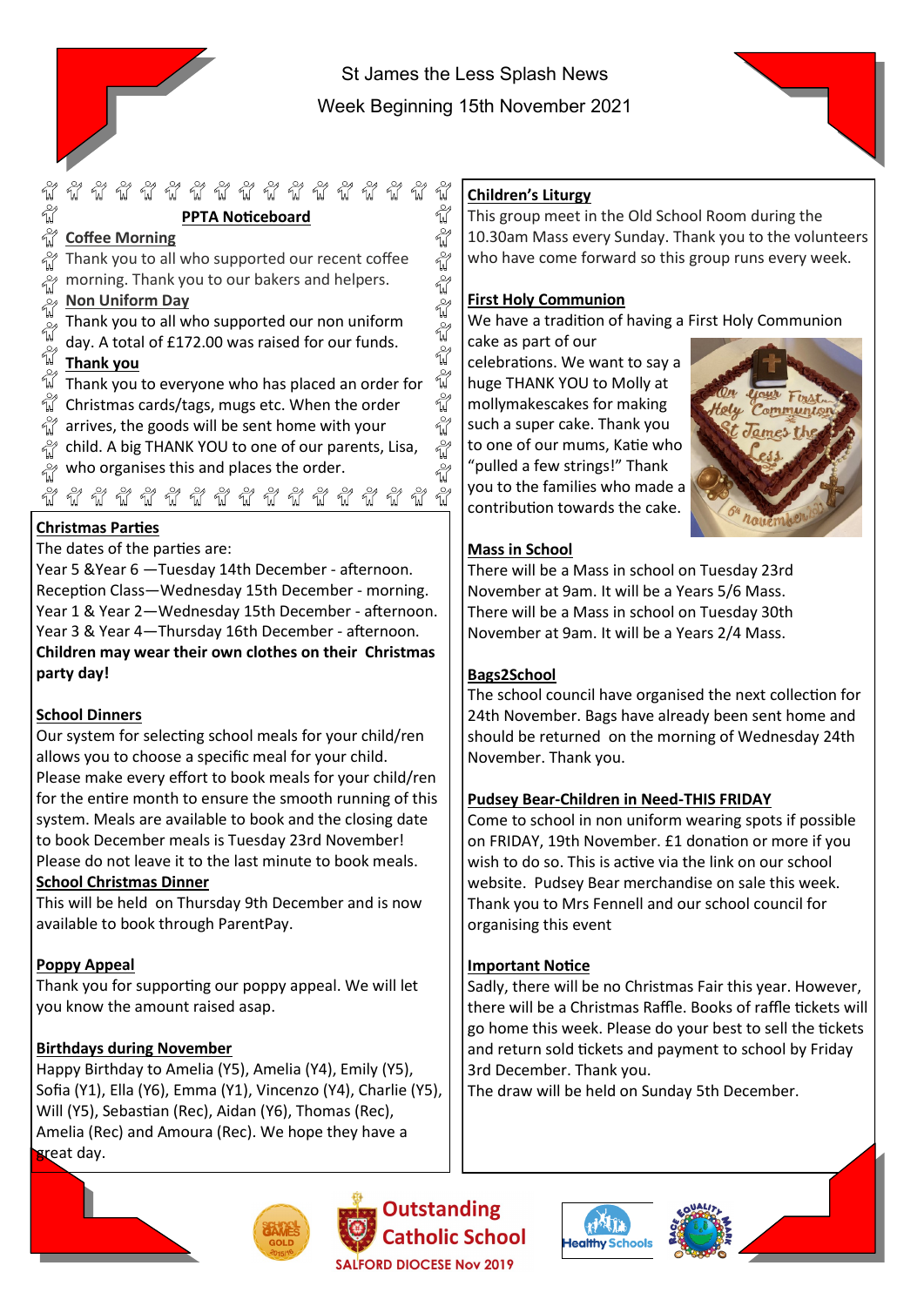St James the Less Splash News

Week Beginning 15th November 2021

## PPTA Noticeboard

**Coffee Morning**

Thank you to all who supported our recent coffee morning. Thank you to our bakers and helpers.

**Non Uniform Day**

Thank you to all who supported our non uniform day. A total of £172.00 was raised for our funds.

**Thank you**

Thank you to everyone who has placed an order for Christmas cards/tags, mugs etc. When the order arrives, the goods will be sent home with your child. A big THANK YOU to one of our parents, Lisa, who organises this and places the order.

## Christmas Parties

The dates of the parties are:

Year 5 &Year 6 —Tuesday 14th December - afternoon.
Reception Class—Wednesday 15th December - morning.
Year 1 & Year 2—Wednesday 15th December - afternoon.
Year 3 & Year 4—Thursday 16th December - afternoon.

**Children may wear their own clothes on their Christmas party day!**

## School Dinners

Our system for selecting school meals for your child/ren allows you to choose a specific meal for your child. Please make every effort to book meals for your child/ren for the entire month to ensure the smooth running of this system. Meals are available to book and the closing date to book December meals is Tuesday 23rd November! Please do not leave it to the last minute to book meals.

## School Christmas Dinner

This will be held on Thursday 9th December and is now available to book through ParentPay.

## Poppy Appeal

Thank you for supporting our poppy appeal. We will let you know the amount raised asap.

## Birthdays during November

Happy Birthday to Amelia (Y5), Amelia (Y4), Emily (Y5), Sofia (Y1), Ella (Y6), Emma (Y1), Vincenzo (Y4), Charlie (Y5), Will (Y5), Sebastian (Rec), Aidan (Y6), Thomas (Rec), Amelia (Rec) and Amoura (Rec). We hope they have a great day.

## Children's Liturgy

This group meet in the Old School Room during the 10.30am Mass every Sunday. Thank you to the volunteers who have come forward so this group runs every week.

## First Holy Communion

We have a tradition of having a First Holy Communion cake as part of our celebrations. We want to say a huge THANK YOU to Molly at mollymakescakes for making such a super cake. Thank you to one of our mums, Katie who "pulled a few strings!" Thank you to the families who made a contribution towards the cake.

## Mass in School

There will be a Mass in school on Tuesday 23rd November at 9am. It will be a Years 5/6 Mass. There will be a Mass in school on Tuesday 30th November at 9am. It will be a Years 2/4 Mass.

## Bags2School

The school council have organised the next collection for 24th November. Bags have already been sent home and should be returned on the morning of Wednesday 24th November. Thank you.

## Pudsey Bear-Children in Need-THIS FRIDAY

Come to school in non uniform wearing spots if possible on FRIDAY, 19th November. £1 donation or more if you wish to do so. This is active via the link on our school website. Pudsey Bear merchandise on sale this week. Thank you to Mrs Fennell and our school council for organising this event

## Important Notice

Sadly, there will be no Christmas Fair this year. However, there will be a Christmas Raffle. Books of raffle tickets will go home this week. Please do your best to sell the tickets and return sold tickets and payment to school by Friday 3rd December. Thank you.

The draw will be held on Sunday 5th December.

Outstanding Catholic School
SALFORD DIOCESE Nov 2019